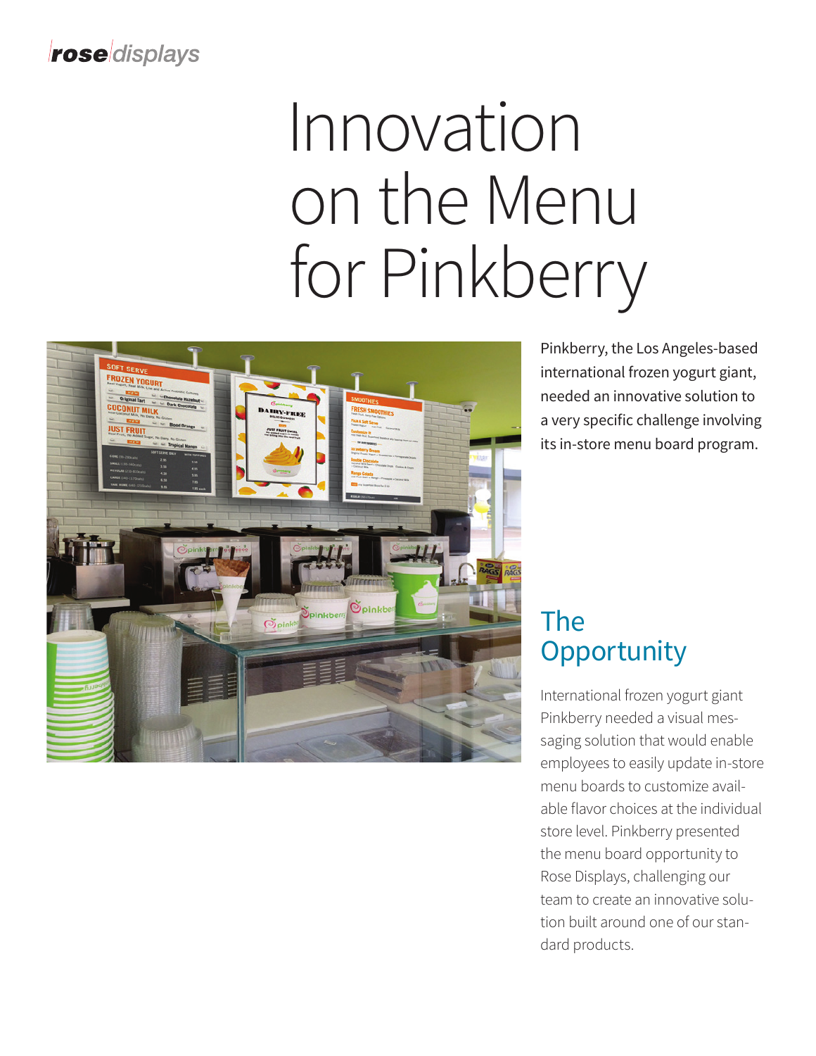rose displays

# Innovation on the Menu for Pinkberry

Pinkberry, the Los Angeles-based international frozen yogurt giant, needed an innovative solution to a very specific challenge involving its in-store menu board program.

## The Opportunity

International frozen yogurt giant Pinkberry needed a visual messaging solution that would enable employees to easily update in-store menu boards to customize available flavor choices at the individual store level. Pinkberry presented the menu board opportunity to Rose Displays, challenging our team to create an innovative solution built around one of our standard products.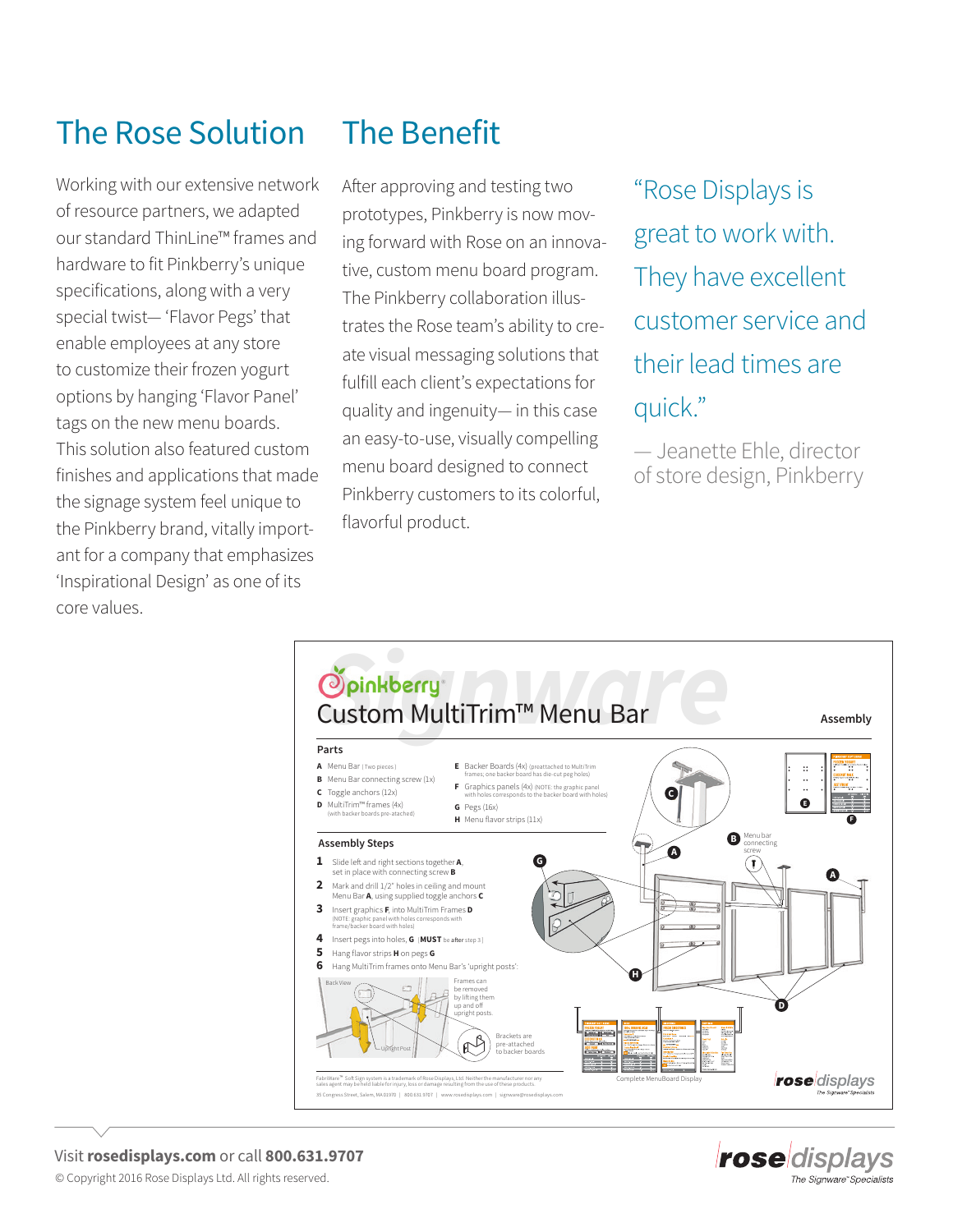## The Rose Solution

Working with our extensive network of resource partners, we adapted our standard ThinLine™ frames and hardware to fit Pinkberry's unique specifications, along with a very special twist— 'Flavor Pegs' that enable employees at any store to customize their frozen yogurt options by hanging 'Flavor Panel' tags on the new menu boards. This solution also featured custom finishes and applications that made the signage system feel unique to the Pinkberry brand, vitally important for a company that emphasizes 'Inspirational Design' as one of its core values.

## The Benefit

After approving and testing two prototypes, Pinkberry is now moving forward with Rose on an innovative, custom menu board program. The Pinkberry collaboration illustrates the Rose team's ability to create visual messaging solutions that fulfill each client's expectations for quality and ingenuity— in this case an easy-to-use, visually compelling menu board designed to connect Pinkberry customers to its colorful, flavorful product.

> "Rose Displays is great to work with. They have excellent customer service and their lead times are quick."
>
> — Jeanette Ehle, director of store design, Pinkberry

pinkberry

### Custom MultiTrim™ Menu Bar

Assembly

**Parts**

- **A** Menu Bar (Two pieces)
- **B** Menu Bar connecting screw (1x)
- **C** Toggle anchors (12x)
- **D** MultiTrim™ frames (4x) (with backer boards pre-attached)
- **E** Backer Boards (4x) (preattached to MultiTrim frames; one backer board has die-cut peg holes)
- **F** Graphics panels (4x) (NOTE: the graphic panel with holes corresponds to the backer board with holes)
- **G** Pegs (16x)
- **H** Menu flavor strips (11x)

**Assembly Steps**

1. Slide left and right sections together **A**, set in place with connecting screw **B**
2. Mark and drill 1/2" holes in ceiling and mount Menu Bar **A**, using supplied toggle anchors **C**
3. Insert graphics **F**, into MultiTrim Frames **D** (NOTE: graphic panel with holes corresponds with frame/backer board with holes)
4. Insert pegs into holes, **G** (**MUST** be after step 3)
5. Hang flavor strips **H** on pegs **G**
6. Hang MultiTrim frames onto Menu Bar's 'upright posts':

Back View

Upright Post

Frames can be removed by lifting them up and off upright posts.

Brackets are pre-attached to backer boards

Menu bar connecting screw

Complete MenuBoard Display

FabriWare™ Soft Sign system is a trademark of Rose Displays, Ltd. Neither the manufacturer nor any sales agent may be held liable for injury, loss or damage resulting from the use of these products.

35 Congress Street, Salem, MA 01970 | 800.631.9707 | www.rosedisplays.com | signware@rosedisplays.com

rose displays — The Signware™ Specialists

Visit **rosedisplays.com** or call **800.631.9707**

© Copyright 2016 Rose Displays Ltd. All rights reserved.

rose displays — The Signware™ Specialists